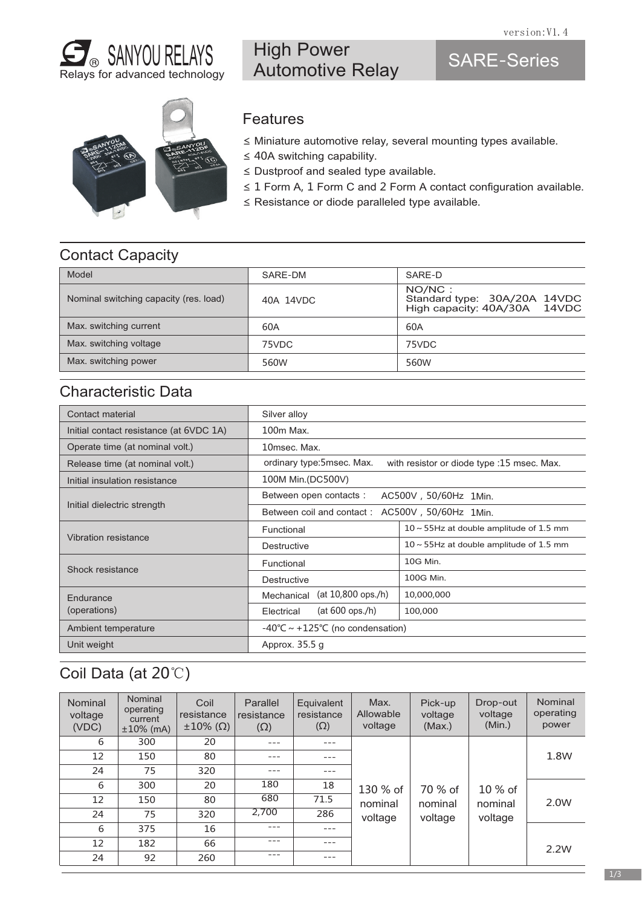version:V1.4

SANYOU RELAYS
Relays for advanced technology

# High Power Automotive Relay

# SARE-Series

## Features

≤ Miniature automotive relay, several mounting types available.
≤ 40A switching capability.
≤ Dustproof and sealed type available.
≤ 1 Form A, 1 Form C and 2 Form A contact configuration available.
≤ Resistance or diode paralleled type available.

## Contact Capacity

| Model | SARE-DM | SARE-D |
|---|---|---|
| Nominal switching capacity (res. load) | 40A 14VDC | NO/NC :<br>Standard type: 30A/20A 14VDC<br>High capacity: 40A/30A 14VDC |
| Max. switching current | 60A | 60A |
| Max. switching voltage | 75VDC | 75VDC |
| Max. switching power | 560W | 560W |

## Characteristic Data

| Contact material | Silver alloy | |
|---|---|---|
| Initial contact resistance (at 6VDC 1A) | 100m Max. | |
| Operate time (at nominal volt.) | 10msec. Max. | |
| Release time (at nominal volt.) | ordinary type:5msec. Max. with resistor or diode type :15 msec. Max. | |
| Initial insulation resistance | 100M Min.(DC500V) | |
| Initial dielectric strength | Between open contacts : AC500V，50/60Hz 1Min. | |
| | Between coil and contact : AC500V，50/60Hz 1Min. | |
| Vibration resistance | Functional | 10～55Hz at double amplitude of 1.5 mm |
| | Destructive | 10～55Hz at double amplitude of 1.5 mm |
| Shock resistance | Functional | 10G Min. |
| | Destructive | 100G Min. |
| Endurance (operations) | Mechanical (at 10,800 ops./h) | 10,000,000 |
| | Electrical (at 600 ops./h) | 100,000 |
| Ambient temperature | -40℃～+125℃ (no condensation) | |
| Unit weight | Approx. 35.5 g | |

## Coil Data (at 20℃)

| Nominal voltage (VDC) | Nominal operating current ±10% (mA) | Coil resistance ±10% (Ω) | Parallel resistance (Ω) | Equivalent resistance (Ω) | Max. Allowable voltage | Pick-up voltage (Max.) | Drop-out voltage (Min.) | Nominal operating power |
|---|---|---|---|---|---|---|---|---|
| 6 | 300 | 20 | --- | --- | 130 % of nominal voltage | 70 % of nominal voltage | 10 % of nominal voltage | 1.8W |
| 12 | 150 | 80 | --- | --- | | | | |
| 24 | 75 | 320 | --- | --- | | | | |
| 6 | 300 | 20 | 180 | 18 | | | | 2.0W |
| 12 | 150 | 80 | 680 | 71.5 | | | | |
| 24 | 75 | 320 | 2,700 | 286 | | | | |
| 6 | 375 | 16 | --- | --- | | | | 2.2W |
| 12 | 182 | 66 | --- | --- | | | | |
| 24 | 92 | 260 | --- | --- | | | | |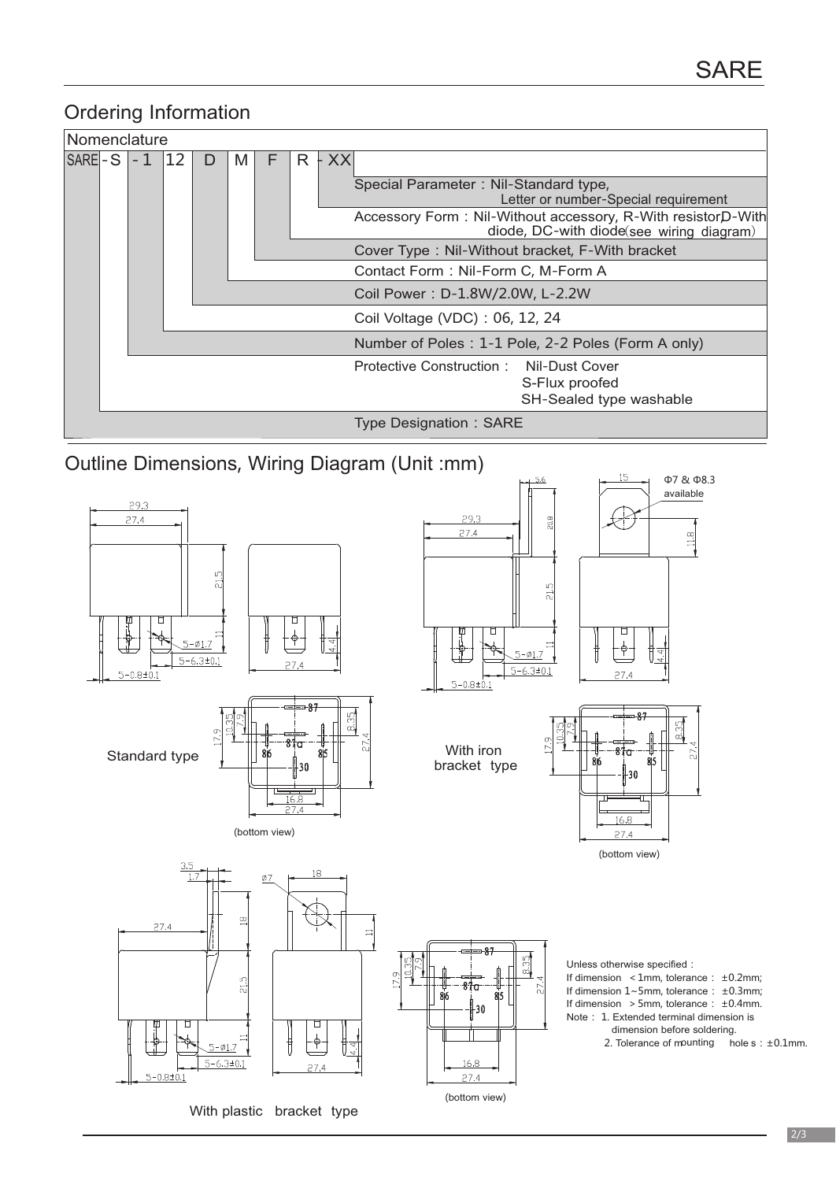## Ordering Information

**Nomenclature**

SARE - S - 1 12 D M F R - XX

| Code | Description |
|---|---|
| XX | Special Parameter：Nil-Standard type, Letter or number-Special requirement |
| R | Accessory Form：Nil-Without accessory, R-With resistor, D-With diode, DC-with diode (see wiring diagram) |
| F | Cover Type：Nil-Without bracket, F-With bracket |
| M | Contact Form：Nil-Form C, M-Form A |
| D | Coil Power：D-1.8W/2.0W, L-2.2W |
| 12 | Coil Voltage (VDC)：06, 12, 24 |
| 1 | Number of Poles：1-1 Pole, 2-2 Poles (Form A only) |
| S | Protective Construction： Nil-Dust Cover, S-Flux proofed, SH-Sealed type washable |
| SARE | Type Designation：SARE |

## Outline Dimensions, Wiring Diagram (Unit :mm)

Standard type

(bottom view)

With iron bracket type

Φ7 & Φ8.3 available

(bottom view)

With plastic bracket type

(bottom view)

Unless otherwise specified：
If dimension < 1mm, tolerance： ±0.2mm;
If dimension 1~5mm, tolerance： ±0.3mm;
If dimension > 5mm, tolerance： ±0.4mm.
Note： 1. Extended terminal dimension is dimension before soldering.
2. Tolerance of mounting holes：±0.1mm.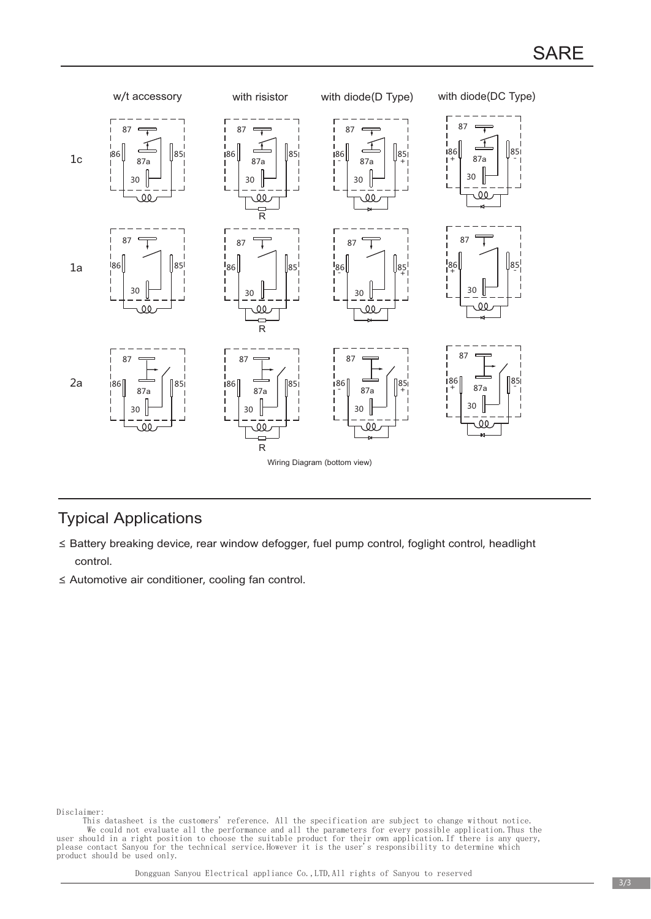w/t accessory | with risistor | with diode(D Type) | with diode(DC Type)

1c

87 86 87a 85 30

87 86 87a 85 30 R

87 86 - 87a 85 + 30

87 86 + 87a 85 - 30

1a

87 86 85 30

87 86 85 30 R

87 86 - 85 + 30

87 86 + 85 30

2a

87 86 87a 85 30

87 86 87a 85 30 R

87 86 - 87a 85 + 30

87 86 + 87a 85 30

Wiring Diagram (bottom view)

## Typical Applications

≤ Battery breaking device, rear window defogger, fuel pump control, foglight control, headlight control.

≤ Automotive air conditioner, cooling fan control.

Disclaimer:
This datasheet is the customers' reference. All the specification are subject to change without notice.
We could not evaluate all the performance and all the parameters for every possible application.Thus the user should in a right position to choose the suitable product for their own application.If there is any query, please contact Sanyou for the technical service.However it is the user's responsibility to determine which product should be used only.

Dongguan Sanyou Electrical appliance Co.,LTD,All rights of Sanyou to reserved